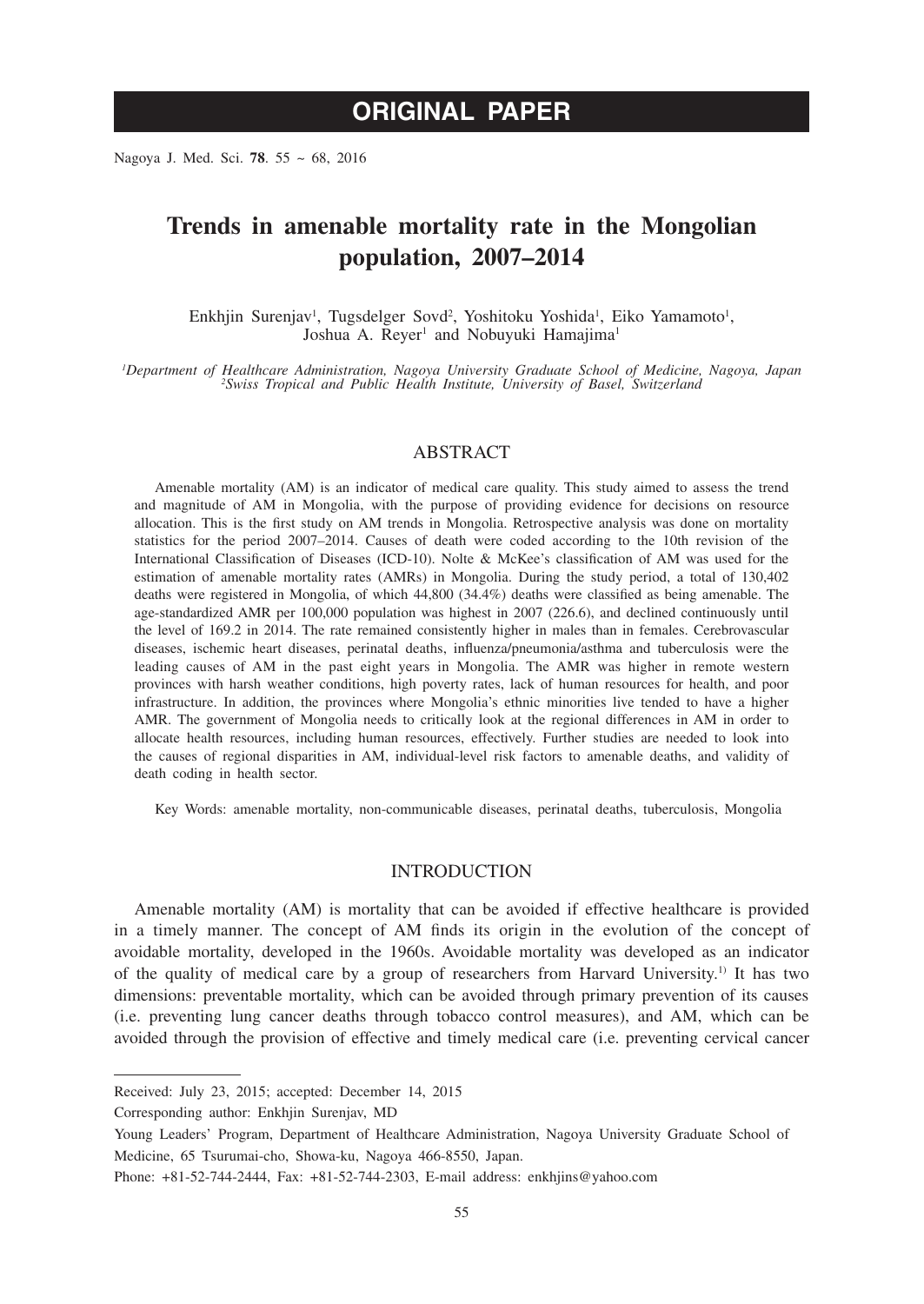# ORIGINAL PAPER

# Trends in amenable mortality rate in the Mongolian population, 2007–2014

Enkhjin Surenjav[1], Tugsdelger Sovd[2], Yoshitoku Yoshida[1], Eiko Yamamoto[1], Joshua A. Reyer[1] and Nobuyuki Hamajima[1]

*[1]Department of Healthcare Administration, Nagoya University Graduate School of Medicine, Nagoya, Japan*
*[2]Swiss Tropical and Public Health Institute, University of Basel, Switzerland*

## ABSTRACT

Amenable mortality (AM) is an indicator of medical care quality. This study aimed to assess the trend and magnitude of AM in Mongolia, with the purpose of providing evidence for decisions on resource allocation. This is the first study on AM trends in Mongolia. Retrospective analysis was done on mortality statistics for the period 2007–2014. Causes of death were coded according to the 10th revision of the International Classification of Diseases (ICD-10). Nolte & McKee's classification of AM was used for the estimation of amenable mortality rates (AMRs) in Mongolia. During the study period, a total of 130,402 deaths were registered in Mongolia, of which 44,800 (34.4%) deaths were classified as being amenable. The age-standardized AMR per 100,000 population was highest in 2007 (226.6), and declined continuously until the level of 169.2 in 2014. The rate remained consistently higher in males than in females. Cerebrovascular diseases, ischemic heart diseases, perinatal deaths, influenza/pneumonia/asthma and tuberculosis were the leading causes of AM in the past eight years in Mongolia. The AMR was higher in remote western provinces with harsh weather conditions, high poverty rates, lack of human resources for health, and poor infrastructure. In addition, the provinces where Mongolia's ethnic minorities live tended to have a higher AMR. The government of Mongolia needs to critically look at the regional differences in AM in order to allocate health resources, including human resources, effectively. Further studies are needed to look into the causes of regional disparities in AM, individual-level risk factors to amenable deaths, and validity of death coding in health sector.

Key Words: amenable mortality, non-communicable diseases, perinatal deaths, tuberculosis, Mongolia

## INTRODUCTION

Amenable mortality (AM) is mortality that can be avoided if effective healthcare is provided in a timely manner. The concept of AM finds its origin in the evolution of the concept of avoidable mortality, developed in the 1960s. Avoidable mortality was developed as an indicator of the quality of medical care by a group of researchers from Harvard University.[1)] It has two dimensions: preventable mortality, which can be avoided through primary prevention of its causes (i.e. preventing lung cancer deaths through tobacco control measures), and AM, which can be avoided through the provision of effective and timely medical care (i.e. preventing cervical cancer

---

Received: July 23, 2015; accepted: December 14, 2015

Corresponding author: Enkhjin Surenjav, MD

Young Leaders' Program, Department of Healthcare Administration, Nagoya University Graduate School of Medicine, 65 Tsurumai-cho, Showa-ku, Nagoya 466-8550, Japan.

Phone: +81-52-744-2444, Fax: +81-52-744-2303, E-mail address: enkhjins@yahoo.com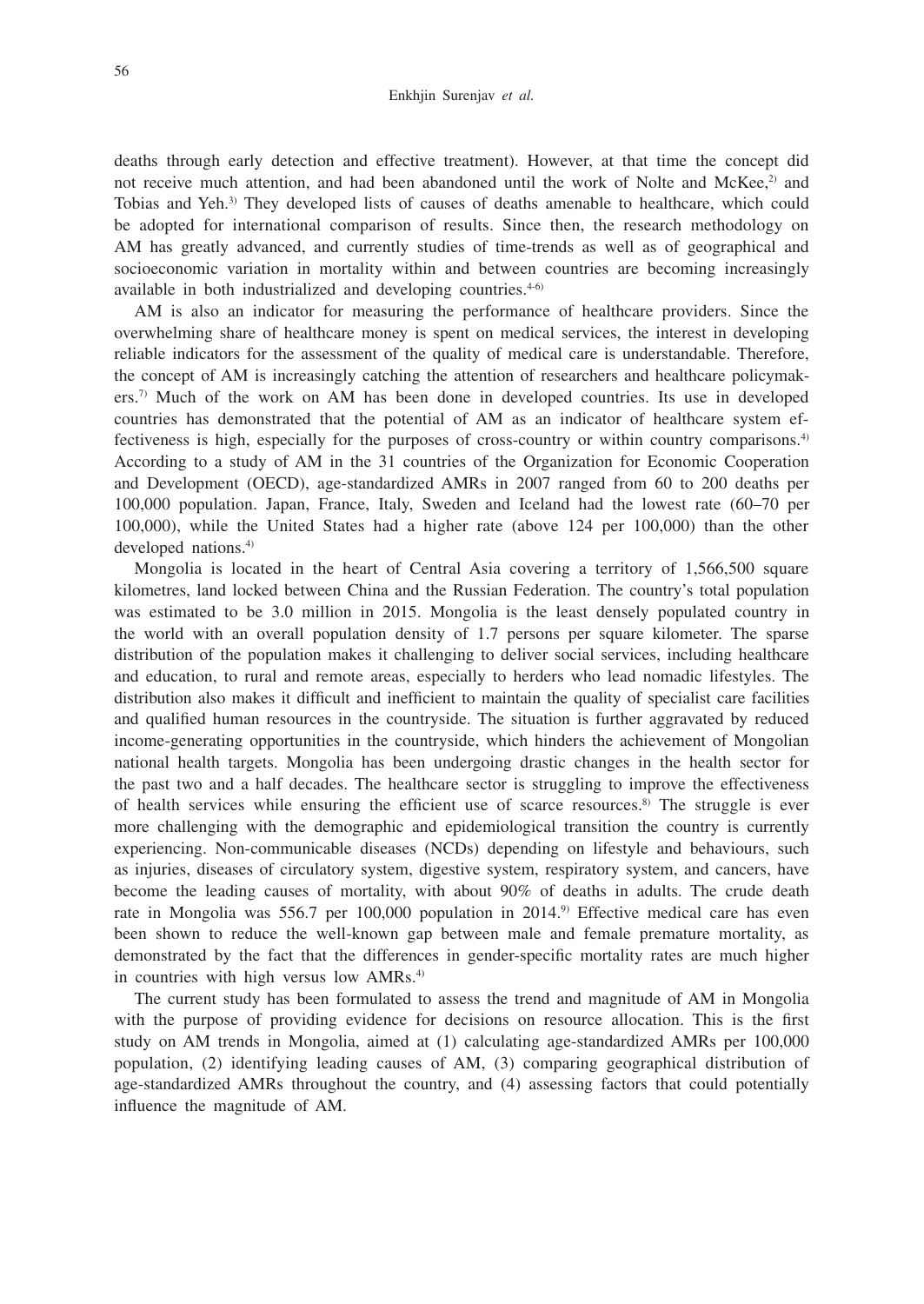deaths through early detection and effective treatment). However, at that time the concept did not receive much attention, and had been abandoned until the work of Nolte and McKee,[2] and Tobias and Yeh.[3] They developed lists of causes of deaths amenable to healthcare, which could be adopted for international comparison of results. Since then, the research methodology on AM has greatly advanced, and currently studies of time-trends as well as of geographical and socioeconomic variation in mortality within and between countries are becoming increasingly available in both industrialized and developing countries.[4-6]

AM is also an indicator for measuring the performance of healthcare providers. Since the overwhelming share of healthcare money is spent on medical services, the interest in developing reliable indicators for the assessment of the quality of medical care is understandable. Therefore, the concept of AM is increasingly catching the attention of researchers and healthcare policymakers.[7] Much of the work on AM has been done in developed countries. Its use in developed countries has demonstrated that the potential of AM as an indicator of healthcare system effectiveness is high, especially for the purposes of cross-country or within country comparisons.[4] According to a study of AM in the 31 countries of the Organization for Economic Cooperation and Development (OECD), age-standardized AMRs in 2007 ranged from 60 to 200 deaths per 100,000 population. Japan, France, Italy, Sweden and Iceland had the lowest rate (60–70 per 100,000), while the United States had a higher rate (above 124 per 100,000) than the other developed nations.[4]

Mongolia is located in the heart of Central Asia covering a territory of 1,566,500 square kilometres, land locked between China and the Russian Federation. The country's total population was estimated to be 3.0 million in 2015. Mongolia is the least densely populated country in the world with an overall population density of 1.7 persons per square kilometer. The sparse distribution of the population makes it challenging to deliver social services, including healthcare and education, to rural and remote areas, especially to herders who lead nomadic lifestyles. The distribution also makes it difficult and inefficient to maintain the quality of specialist care facilities and qualified human resources in the countryside. The situation is further aggravated by reduced income-generating opportunities in the countryside, which hinders the achievement of Mongolian national health targets. Mongolia has been undergoing drastic changes in the health sector for the past two and a half decades. The healthcare sector is struggling to improve the effectiveness of health services while ensuring the efficient use of scarce resources.[8] The struggle is ever more challenging with the demographic and epidemiological transition the country is currently experiencing. Non-communicable diseases (NCDs) depending on lifestyle and behaviours, such as injuries, diseases of circulatory system, digestive system, respiratory system, and cancers, have become the leading causes of mortality, with about 90% of deaths in adults. The crude death rate in Mongolia was 556.7 per 100,000 population in 2014.[9] Effective medical care has even been shown to reduce the well-known gap between male and female premature mortality, as demonstrated by the fact that the differences in gender-specific mortality rates are much higher in countries with high versus low AMRs.[4]

The current study has been formulated to assess the trend and magnitude of AM in Mongolia with the purpose of providing evidence for decisions on resource allocation. This is the first study on AM trends in Mongolia, aimed at (1) calculating age-standardized AMRs per 100,000 population, (2) identifying leading causes of AM, (3) comparing geographical distribution of age-standardized AMRs throughout the country, and (4) assessing factors that could potentially influence the magnitude of AM.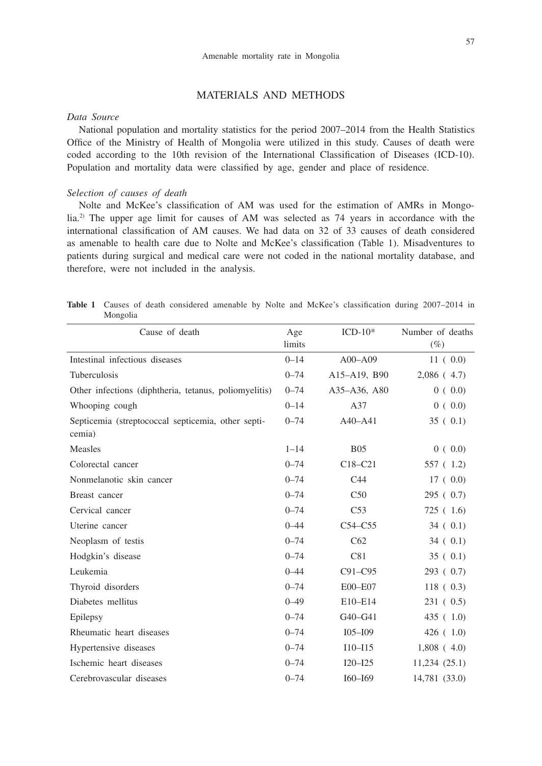## MATERIALS AND METHODS

*Data Source*

National population and mortality statistics for the period 2007–2014 from the Health Statistics Office of the Ministry of Health of Mongolia were utilized in this study. Causes of death were coded according to the 10th revision of the International Classification of Diseases (ICD-10). Population and mortality data were classified by age, gender and place of residence.

*Selection of causes of death*

Nolte and McKee's classification of AM was used for the estimation of AMRs in Mongolia.[2] The upper age limit for causes of AM was selected as 74 years in accordance with the international classification of AM causes. We had data on 32 of 33 causes of death considered as amenable to health care due to Nolte and McKee's classification (Table 1). Misadventures to patients during surgical and medical care were not coded in the national mortality database, and therefore, were not included in the analysis.

**Table 1** Causes of death considered amenable by Nolte and McKee's classification during 2007–2014 in Mongolia

| Cause of death | Age limits | ICD-10* | Number of deaths (%) |
|---|---|---|---|
| Intestinal infectious diseases | 0–14 | A00–A09 | 11 ( 0.0) |
| Tuberculosis | 0–74 | A15–A19, B90 | 2,086 ( 4.7) |
| Other infections (diphtheria, tetanus, poliomyelitis) | 0–74 | A35–A36, A80 | 0 ( 0.0) |
| Whooping cough | 0–14 | A37 | 0 ( 0.0) |
| Septicemia (streptococcal septicemia, other septicemia) | 0–74 | A40–A41 | 35 ( 0.1) |
| Measles | 1–14 | B05 | 0 ( 0.0) |
| Colorectal cancer | 0–74 | C18–C21 | 557 ( 1.2) |
| Nonmelanotic skin cancer | 0–74 | C44 | 17 ( 0.0) |
| Breast cancer | 0–74 | C50 | 295 ( 0.7) |
| Cervical cancer | 0–74 | C53 | 725 ( 1.6) |
| Uterine cancer | 0–44 | C54–C55 | 34 ( 0.1) |
| Neoplasm of testis | 0–74 | C62 | 34 ( 0.1) |
| Hodgkin's disease | 0–74 | C81 | 35 ( 0.1) |
| Leukemia | 0–44 | C91–C95 | 293 ( 0.7) |
| Thyroid disorders | 0–74 | E00–E07 | 118 ( 0.3) |
| Diabetes mellitus | 0–49 | E10–E14 | 231 ( 0.5) |
| Epilepsy | 0–74 | G40–G41 | 435 ( 1.0) |
| Rheumatic heart diseases | 0–74 | I05–I09 | 426 ( 1.0) |
| Hypertensive diseases | 0–74 | I10–I15 | 1,808 ( 4.0) |
| Ischemic heart diseases | 0–74 | I20–I25 | 11,234 (25.1) |
| Cerebrovascular diseases | 0–74 | I60–I69 | 14,781 (33.0) |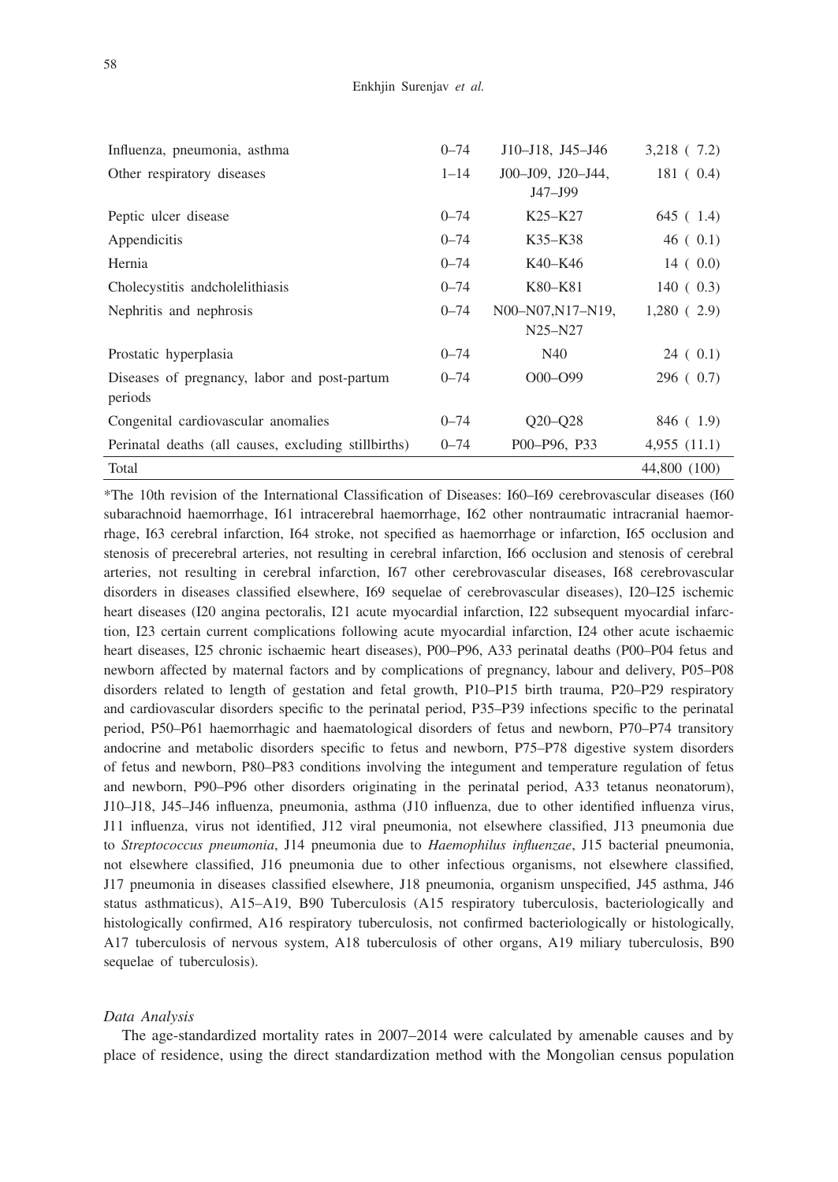| | | | |
|---|---|---|---|
| Influenza, pneumonia, asthma | 0–74 | J10–J18, J45–J46 | 3,218 ( 7.2) |
| Other respiratory diseases | 1–14 | J00–J09, J20–J44, J47–J99 | 181 ( 0.4) |
| Peptic ulcer disease | 0–74 | K25–K27 | 645 ( 1.4) |
| Appendicitis | 0–74 | K35–K38 | 46 ( 0.1) |
| Hernia | 0–74 | K40–K46 | 14 ( 0.0) |
| Cholecystitis andcholelithiasis | 0–74 | K80–K81 | 140 ( 0.3) |
| Nephritis and nephrosis | 0–74 | N00–N07,N17–N19, N25–N27 | 1,280 ( 2.9) |
| Prostatic hyperplasia | 0–74 | N40 | 24 ( 0.1) |
| Diseases of pregnancy, labor and post-partum periods | 0–74 | O00–O99 | 296 ( 0.7) |
| Congenital cardiovascular anomalies | 0–74 | Q20–Q28 | 846 ( 1.9) |
| Perinatal deaths (all causes, excluding stillbirths) | 0–74 | P00–P96, P33 | 4,955 (11.1) |
| Total | | | 44,800 (100) |

*The 10th revision of the International Classification of Diseases: I60–I69 cerebrovascular diseases (I60 subarachnoid haemorrhage, I61 intracerebral haemorrhage, I62 other nontraumatic intracranial haemorrhage, I63 cerebral infarction, I64 stroke, not specified as haemorrhage or infarction, I65 occlusion and stenosis of precerebral arteries, not resulting in cerebral infarction, I66 occlusion and stenosis of cerebral arteries, not resulting in cerebral infarction, I67 other cerebrovascular diseases, I68 cerebrovascular disorders in diseases classified elsewhere, I69 sequelae of cerebrovascular diseases), I20–I25 ischemic heart diseases (I20 angina pectoralis, I21 acute myocardial infarction, I22 subsequent myocardial infarction, I23 certain current complications following acute myocardial infarction, I24 other acute ischaemic heart diseases, I25 chronic ischaemic heart diseases), P00–P96, A33 perinatal deaths (P00–P04 fetus and newborn affected by maternal factors and by complications of pregnancy, labour and delivery, P05–P08 disorders related to length of gestation and fetal growth, P10–P15 birth trauma, P20–P29 respiratory and cardiovascular disorders specific to the perinatal period, P35–P39 infections specific to the perinatal period, P50–P61 haemorrhagic and haematological disorders of fetus and newborn, P70–P74 transitory andocrine and metabolic disorders specific to fetus and newborn, P75–P78 digestive system disorders of fetus and newborn, P80–P83 conditions involving the integument and temperature regulation of fetus and newborn, P90–P96 other disorders originating in the perinatal period, A33 tetanus neonatorum), J10–J18, J45–J46 influenza, pneumonia, asthma (J10 influenza, due to other identified influenza virus, J11 influenza, virus not identified, J12 viral pneumonia, not elsewhere classified, J13 pneumonia due to *Streptococcus pneumonia*, J14 pneumonia due to *Haemophilus influenzae*, J15 bacterial pneumonia, not elsewhere classified, J16 pneumonia due to other infectious organisms, not elsewhere classified, J17 pneumonia in diseases classified elsewhere, J18 pneumonia, organism unspecified, J45 asthma, J46 status asthmaticus), A15–A19, B90 Tuberculosis (A15 respiratory tuberculosis, bacteriologically and histologically confirmed, A16 respiratory tuberculosis, not confirmed bacteriologically or histologically, A17 tuberculosis of nervous system, A18 tuberculosis of other organs, A19 miliary tuberculosis, B90 sequelae of tuberculosis).

*Data Analysis*

The age-standardized mortality rates in 2007–2014 were calculated by amenable causes and by place of residence, using the direct standardization method with the Mongolian census population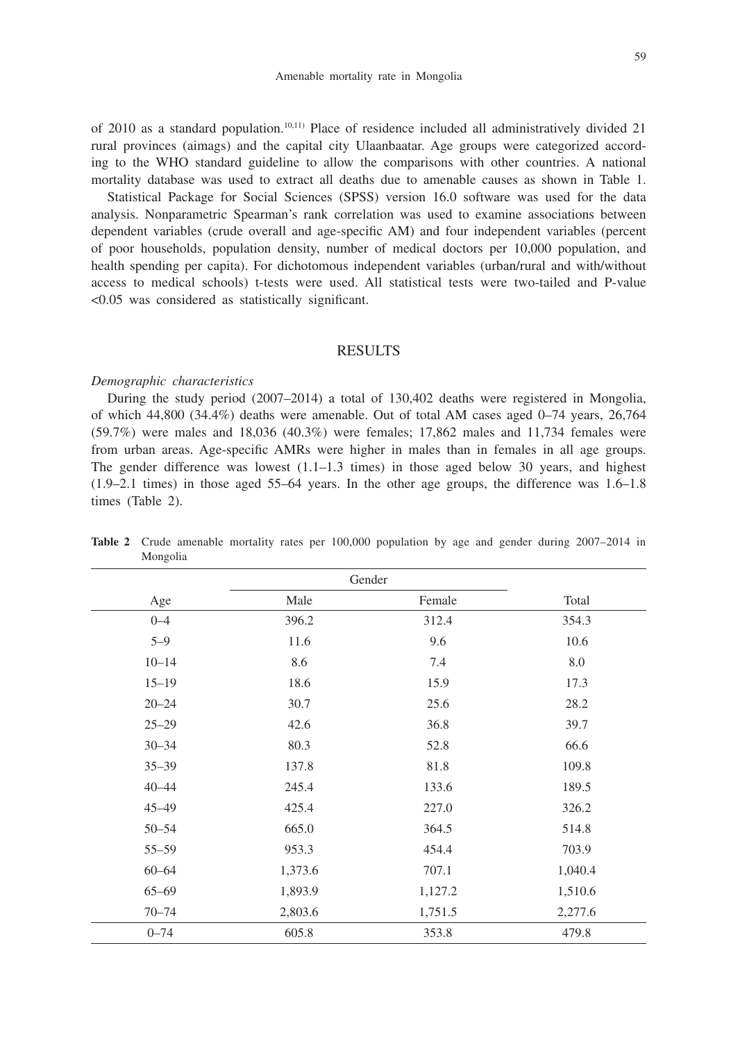of 2010 as a standard population.[10,11] Place of residence included all administratively divided 21 rural provinces (aimags) and the capital city Ulaanbaatar. Age groups were categorized according to the WHO standard guideline to allow the comparisons with other countries. A national mortality database was used to extract all deaths due to amenable causes as shown in Table 1.

Statistical Package for Social Sciences (SPSS) version 16.0 software was used for the data analysis. Nonparametric Spearman's rank correlation was used to examine associations between dependent variables (crude overall and age-specific AM) and four independent variables (percent of poor households, population density, number of medical doctors per 10,000 population, and health spending per capita). For dichotomous independent variables (urban/rural and with/without access to medical schools) t-tests were used. All statistical tests were two-tailed and P-value <0.05 was considered as statistically significant.

## RESULTS

*Demographic characteristics*

During the study period (2007–2014) a total of 130,402 deaths were registered in Mongolia, of which 44,800 (34.4%) deaths were amenable. Out of total AM cases aged 0–74 years, 26,764 (59.7%) were males and 18,036 (40.3%) were females; 17,862 males and 11,734 females were from urban areas. Age-specific AMRs were higher in males than in females in all age groups. The gender difference was lowest (1.1–1.3 times) in those aged below 30 years, and highest (1.9–2.1 times) in those aged 55–64 years. In the other age groups, the difference was 1.6–1.8 times (Table 2).

**Table 2** Crude amenable mortality rates per 100,000 population by age and gender during 2007–2014 in Mongolia

| Age | Gender | | Total |
|---|---|---|---|
| | Male | Female | |
| 0–4 | 396.2 | 312.4 | 354.3 |
| 5–9 | 11.6 | 9.6 | 10.6 |
| 10–14 | 8.6 | 7.4 | 8.0 |
| 15–19 | 18.6 | 15.9 | 17.3 |
| 20–24 | 30.7 | 25.6 | 28.2 |
| 25–29 | 42.6 | 36.8 | 39.7 |
| 30–34 | 80.3 | 52.8 | 66.6 |
| 35–39 | 137.8 | 81.8 | 109.8 |
| 40–44 | 245.4 | 133.6 | 189.5 |
| 45–49 | 425.4 | 227.0 | 326.2 |
| 50–54 | 665.0 | 364.5 | 514.8 |
| 55–59 | 953.3 | 454.4 | 703.9 |
| 60–64 | 1,373.6 | 707.1 | 1,040.4 |
| 65–69 | 1,893.9 | 1,127.2 | 1,510.6 |
| 70–74 | 2,803.6 | 1,751.5 | 2,277.6 |
| 0–74 | 605.8 | 353.8 | 479.8 |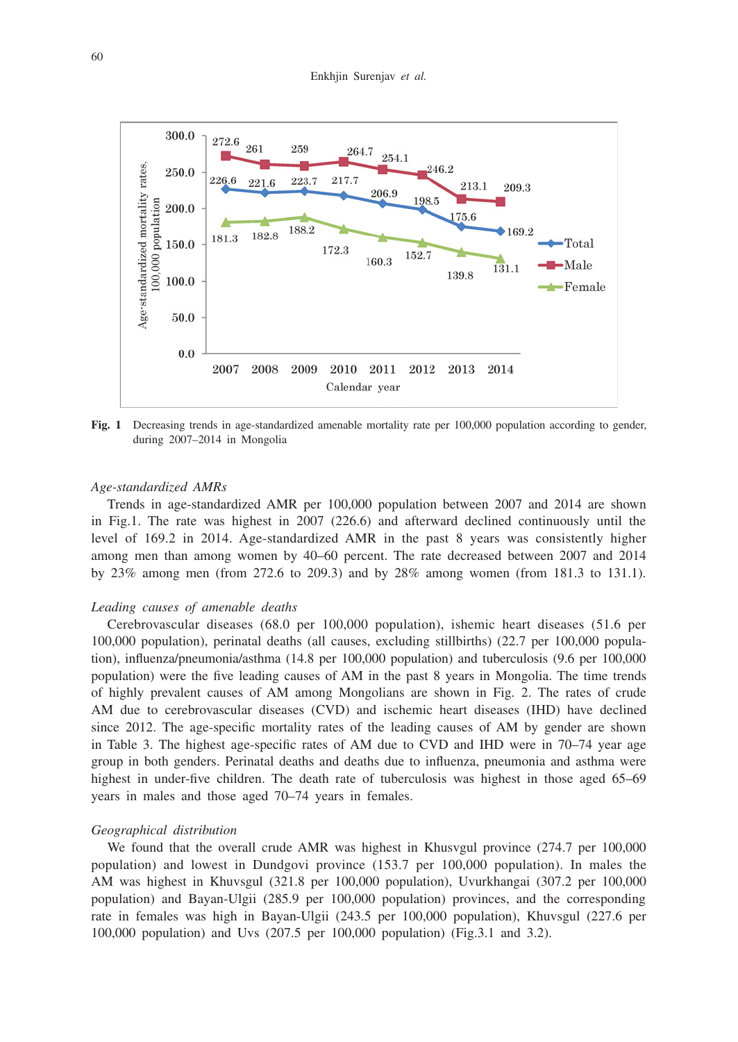**Fig. 1** Decreasing trends in age-standardized amenable mortality rate per 100,000 population according to gender, during 2007–2014 in Mongolia

*Age-standardized AMRs*

Trends in age-standardized AMR per 100,000 population between 2007 and 2014 are shown in Fig.1. The rate was highest in 2007 (226.6) and afterward declined continuously until the level of 169.2 in 2014. Age-standardized AMR in the past 8 years was consistently higher among men than among women by 40–60 percent. The rate decreased between 2007 and 2014 by 23% among men (from 272.6 to 209.3) and by 28% among women (from 181.3 to 131.1).

*Leading causes of amenable deaths*

Cerebrovascular diseases (68.0 per 100,000 population), ishemic heart diseases (51.6 per 100,000 population), perinatal deaths (all causes, excluding stillbirths) (22.7 per 100,000 population), influenza/pneumonia/asthma (14.8 per 100,000 population) and tuberculosis (9.6 per 100,000 population) were the five leading causes of AM in the past 8 years in Mongolia. The time trends of highly prevalent causes of AM among Mongolians are shown in Fig. 2. The rates of crude AM due to cerebrovascular diseases (CVD) and ischemic heart diseases (IHD) have declined since 2012. The age-specific mortality rates of the leading causes of AM by gender are shown in Table 3. The highest age-specific rates of AM due to CVD and IHD were in 70–74 year age group in both genders. Perinatal deaths and deaths due to influenza, pneumonia and asthma were highest in under-five children. The death rate of tuberculosis was highest in those aged 65–69 years in males and those aged 70–74 years in females.

*Geographical distribution*

We found that the overall crude AMR was highest in Khusvgul province (274.7 per 100,000 population) and lowest in Dundgovi province (153.7 per 100,000 population). In males the AM was highest in Khuvsgul (321.8 per 100,000 population), Uvurkhangai (307.2 per 100,000 population) and Bayan-Ulgii (285.9 per 100,000 population) provinces, and the corresponding rate in females was high in Bayan-Ulgii (243.5 per 100,000 population), Khuvsgul (227.6 per 100,000 population) and Uvs (207.5 per 100,000 population) (Fig.3.1 and 3.2).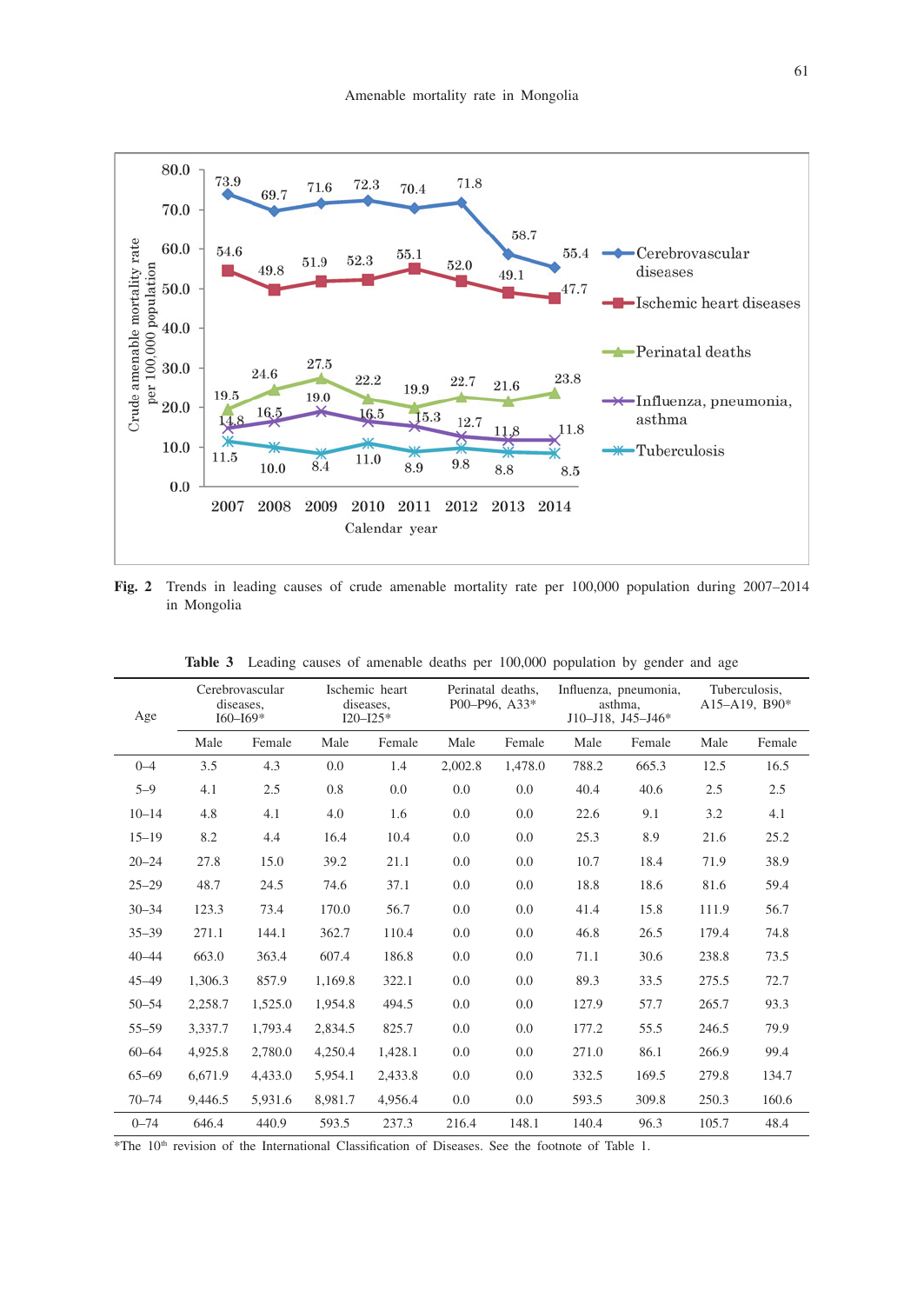**Fig. 2** Trends in leading causes of crude amenable mortality rate per 100,000 population during 2007–2014 in Mongolia

**Table 3** Leading causes of amenable deaths per 100,000 population by gender and age

| Age | Cerebrovascular diseases, I60–I69* | | Ischemic heart diseases, I20–I25* | | Perinatal deaths, P00–P96, A33* | | Influenza, pneumonia, asthma, J10–J18, J45–J46* | | Tuberculosis, A15–A19, B90* | |
|---|---|---|---|---|---|---|---|---|---|---|
| | Male | Female | Male | Female | Male | Female | Male | Female | Male | Female |
| 0–4 | 3.5 | 4.3 | 0.0 | 1.4 | 2,002.8 | 1,478.0 | 788.2 | 665.3 | 12.5 | 16.5 |
| 5–9 | 4.1 | 2.5 | 0.8 | 0.0 | 0.0 | 0.0 | 40.4 | 40.6 | 2.5 | 2.5 |
| 10–14 | 4.8 | 4.1 | 4.0 | 1.6 | 0.0 | 0.0 | 22.6 | 9.1 | 3.2 | 4.1 |
| 15–19 | 8.2 | 4.4 | 16.4 | 10.4 | 0.0 | 0.0 | 25.3 | 8.9 | 21.6 | 25.2 |
| 20–24 | 27.8 | 15.0 | 39.2 | 21.1 | 0.0 | 0.0 | 10.7 | 18.4 | 71.9 | 38.9 |
| 25–29 | 48.7 | 24.5 | 74.6 | 37.1 | 0.0 | 0.0 | 18.8 | 18.6 | 81.6 | 59.4 |
| 30–34 | 123.3 | 73.4 | 170.0 | 56.7 | 0.0 | 0.0 | 41.4 | 15.8 | 111.9 | 56.7 |
| 35–39 | 271.1 | 144.1 | 362.7 | 110.4 | 0.0 | 0.0 | 46.8 | 26.5 | 179.4 | 74.8 |
| 40–44 | 663.0 | 363.4 | 607.4 | 186.8 | 0.0 | 0.0 | 71.1 | 30.6 | 238.8 | 73.5 |
| 45–49 | 1,306.3 | 857.9 | 1,169.8 | 322.1 | 0.0 | 0.0 | 89.3 | 33.5 | 275.5 | 72.7 |
| 50–54 | 2,258.7 | 1,525.0 | 1,954.8 | 494.5 | 0.0 | 0.0 | 127.9 | 57.7 | 265.7 | 93.3 |
| 55–59 | 3,337.7 | 1,793.4 | 2,834.5 | 825.7 | 0.0 | 0.0 | 177.2 | 55.5 | 246.5 | 79.9 |
| 60–64 | 4,925.8 | 2,780.0 | 4,250.4 | 1,428.1 | 0.0 | 0.0 | 271.0 | 86.1 | 266.9 | 99.4 |
| 65–69 | 6,671.9 | 4,433.0 | 5,954.1 | 2,433.8 | 0.0 | 0.0 | 332.5 | 169.5 | 279.8 | 134.7 |
| 70–74 | 9,446.5 | 5,931.6 | 8,981.7 | 4,956.4 | 0.0 | 0.0 | 593.5 | 309.8 | 250.3 | 160.6 |
| 0–74 | 646.4 | 440.9 | 593.5 | 237.3 | 216.4 | 148.1 | 140.4 | 96.3 | 105.7 | 48.4 |

*The 10th revision of the International Classification of Diseases. See the footnote of Table 1.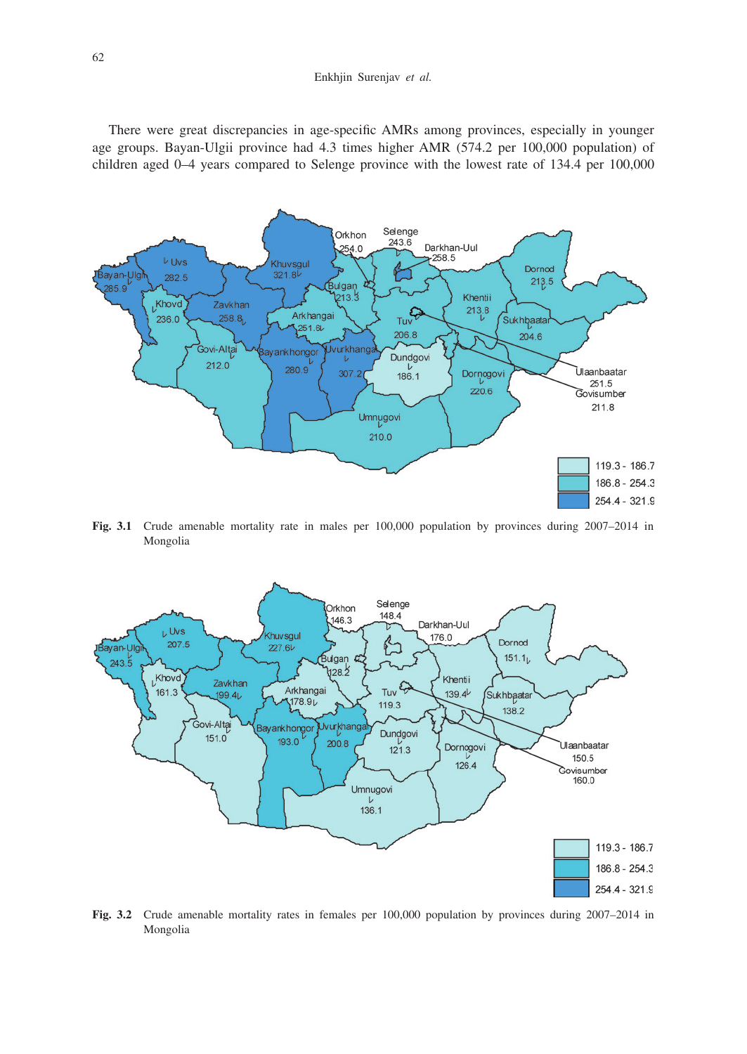There were great discrepancies in age-specific AMRs among provinces, especially in younger age groups. Bayan-Ulgii province had 4.3 times higher AMR (574.2 per 100,000 population) of children aged 0–4 years compared to Selenge province with the lowest rate of 134.4 per 100,000

**Fig. 3.1** Crude amenable mortality rate in males per 100,000 population by provinces during 2007–2014 in Mongolia

**Fig. 3.2** Crude amenable mortality rates in females per 100,000 population by provinces during 2007–2014 in Mongolia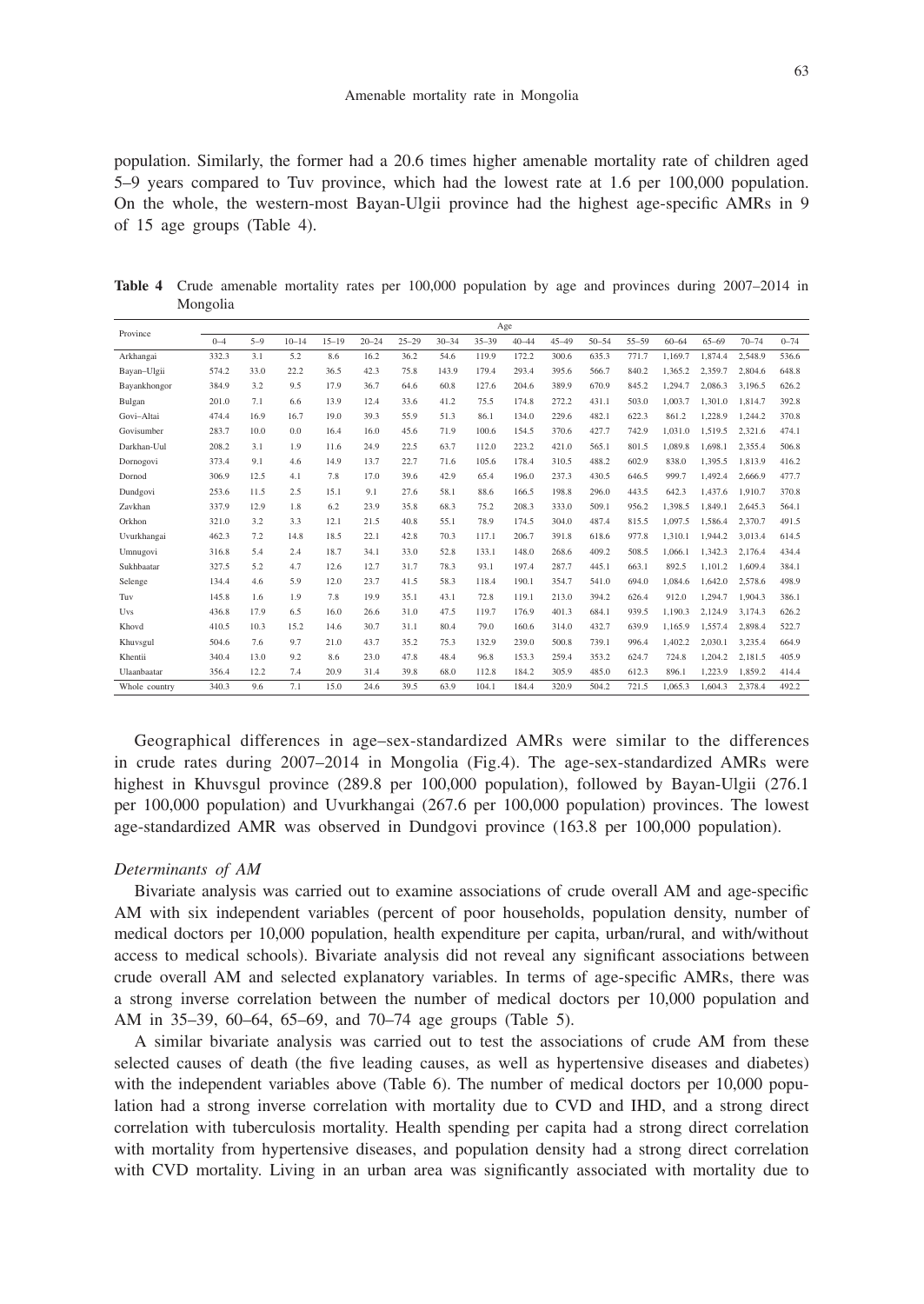population. Similarly, the former had a 20.6 times higher amenable mortality rate of children aged 5–9 years compared to Tuv province, which had the lowest rate at 1.6 per 100,000 population. On the whole, the western-most Bayan-Ulgii province had the highest age-specific AMRs in 9 of 15 age groups (Table 4).

**Table 4** Crude amenable mortality rates per 100,000 population by age and provinces during 2007–2014 in Mongolia

| Province | Age | | | | | | | | | | | | | | | |
|---|---|---|---|---|---|---|---|---|---|---|---|---|---|---|---|---|
| | 0–4 | 5–9 | 10–14 | 15–19 | 20–24 | 25–29 | 30–34 | 35–39 | 40–44 | 45–49 | 50–54 | 55–59 | 60–64 | 65–69 | 70–74 | 0–74 |
| Arkhangai | 332.3 | 3.1 | 5.2 | 8.6 | 16.2 | 36.2 | 54.6 | 119.9 | 172.2 | 300.6 | 635.3 | 771.7 | 1,169.7 | 1,874.4 | 2,548.9 | 536.6 |
| Bayan–Ulgii | 574.2 | 33.0 | 22.2 | 36.5 | 42.3 | 75.8 | 143.9 | 179.4 | 293.4 | 395.6 | 566.7 | 840.2 | 1,365.2 | 2,359.7 | 2,804.6 | 648.8 |
| Bayankhongor | 384.9 | 3.2 | 9.5 | 17.9 | 36.7 | 64.6 | 60.8 | 127.6 | 204.6 | 389.9 | 670.9 | 845.2 | 1,294.7 | 2,086.3 | 3,196.5 | 626.2 |
| Bulgan | 201.0 | 7.1 | 6.6 | 13.9 | 12.4 | 33.6 | 41.2 | 75.5 | 174.8 | 272.2 | 431.1 | 503.0 | 1,003.7 | 1,301.0 | 1,814.7 | 392.8 |
| Govi–Altai | 474.4 | 16.9 | 16.7 | 19.0 | 39.3 | 55.9 | 51.3 | 86.1 | 134.0 | 229.6 | 482.1 | 622.3 | 861.2 | 1,228.9 | 1,244.2 | 370.8 |
| Govisumber | 283.7 | 10.0 | 0.0 | 16.4 | 16.0 | 45.6 | 71.9 | 100.6 | 154.5 | 370.6 | 427.7 | 742.9 | 1,031.0 | 1,519.5 | 2,321.6 | 474.1 |
| Darkhan-Uul | 208.2 | 3.1 | 1.9 | 11.6 | 24.9 | 22.5 | 63.7 | 112.0 | 223.2 | 421.0 | 565.1 | 801.5 | 1,089.8 | 1,698.1 | 2,355.4 | 506.8 |
| Dornogovi | 373.4 | 9.1 | 4.6 | 14.9 | 13.7 | 22.7 | 71.6 | 105.6 | 178.4 | 310.5 | 488.2 | 602.9 | 838.0 | 1,395.5 | 1,813.9 | 416.2 |
| Dornod | 306.9 | 12.5 | 4.1 | 7.8 | 17.0 | 39.6 | 42.9 | 65.4 | 196.0 | 237.3 | 430.5 | 646.5 | 999.7 | 1,492.4 | 2,666.9 | 477.7 |
| Dundgovi | 253.6 | 11.5 | 2.5 | 15.1 | 9.1 | 27.6 | 58.1 | 88.6 | 166.5 | 198.8 | 296.0 | 443.5 | 642.3 | 1,437.6 | 1,910.7 | 370.8 |
| Zavkhan | 337.9 | 12.9 | 1.8 | 6.2 | 23.9 | 35.8 | 68.3 | 75.2 | 208.3 | 333.0 | 509.1 | 956.2 | 1,398.5 | 1,849.1 | 2,645.3 | 564.1 |
| Orkhon | 321.0 | 3.2 | 3.3 | 12.1 | 21.5 | 40.8 | 55.1 | 78.9 | 174.5 | 304.0 | 487.4 | 815.5 | 1,097.5 | 1,586.4 | 2,370.7 | 491.5 |
| Uvurkhangai | 462.3 | 7.2 | 14.8 | 18.5 | 22.1 | 42.8 | 70.3 | 117.1 | 206.7 | 391.8 | 618.6 | 977.8 | 1,310.1 | 1,944.2 | 3,013.4 | 614.5 |
| Umnugovi | 316.8 | 5.4 | 2.4 | 18.7 | 34.1 | 33.0 | 52.8 | 133.1 | 148.0 | 268.6 | 409.2 | 508.5 | 1,066.1 | 1,342.3 | 2,176.4 | 434.4 |
| Sukhbaatar | 327.5 | 5.2 | 4.7 | 12.6 | 12.7 | 31.7 | 78.3 | 93.1 | 197.4 | 287.7 | 445.1 | 663.1 | 892.5 | 1,101.2 | 1,609.4 | 384.1 |
| Selenge | 134.4 | 4.6 | 5.9 | 12.0 | 23.7 | 41.5 | 58.3 | 118.4 | 190.1 | 354.7 | 541.0 | 694.0 | 1,084.6 | 1,642.0 | 2,578.6 | 498.9 |
| Tuv | 145.8 | 1.6 | 1.9 | 7.8 | 19.9 | 35.1 | 43.1 | 72.8 | 119.1 | 213.0 | 394.2 | 626.4 | 912.0 | 1,294.7 | 1,904.3 | 386.1 |
| Uvs | 436.8 | 17.9 | 6.5 | 16.0 | 26.6 | 31.0 | 47.5 | 119.7 | 176.9 | 401.3 | 684.1 | 939.5 | 1,190.3 | 2,124.9 | 3,174.3 | 626.2 |
| Khovd | 410.5 | 10.3 | 15.2 | 14.6 | 30.7 | 31.1 | 80.4 | 79.0 | 160.6 | 314.0 | 432.7 | 639.9 | 1,165.9 | 1,557.4 | 2,898.4 | 522.7 |
| Khuvsgul | 504.6 | 7.6 | 9.7 | 21.0 | 43.7 | 35.2 | 75.3 | 132.9 | 239.0 | 500.8 | 739.1 | 996.4 | 1,402.2 | 2,030.1 | 3,235.4 | 664.9 |
| Khentii | 340.4 | 13.0 | 9.2 | 8.6 | 23.0 | 47.8 | 48.4 | 96.8 | 153.3 | 259.4 | 353.2 | 624.7 | 724.8 | 1,204.2 | 2,181.5 | 405.9 |
| Ulaanbaatar | 356.4 | 12.2 | 7.4 | 20.9 | 31.4 | 39.8 | 68.0 | 112.8 | 184.2 | 305.9 | 485.0 | 612.3 | 896.1 | 1,223.9 | 1,859.2 | 414.4 |
| Whole country | 340.3 | 9.6 | 7.1 | 15.0 | 24.6 | 39.5 | 63.9 | 104.1 | 184.4 | 320.9 | 504.2 | 721.5 | 1,065.3 | 1,604.3 | 2,378.4 | 492.2 |

Geographical differences in age–sex-standardized AMRs were similar to the differences in crude rates during 2007–2014 in Mongolia (Fig.4). The age-sex-standardized AMRs were highest in Khuvsgul province (289.8 per 100,000 population), followed by Bayan-Ulgii (276.1 per 100,000 population) and Uvurkhangai (267.6 per 100,000 population) provinces. The lowest age-standardized AMR was observed in Dundgovi province (163.8 per 100,000 population).

*Determinants of AM*

Bivariate analysis was carried out to examine associations of crude overall AM and age-specific AM with six independent variables (percent of poor households, population density, number of medical doctors per 10,000 population, health expenditure per capita, urban/rural, and with/without access to medical schools). Bivariate analysis did not reveal any significant associations between crude overall AM and selected explanatory variables. In terms of age-specific AMRs, there was a strong inverse correlation between the number of medical doctors per 10,000 population and AM in 35–39, 60–64, 65–69, and 70–74 age groups (Table 5).

A similar bivariate analysis was carried out to test the associations of crude AM from these selected causes of death (the five leading causes, as well as hypertensive diseases and diabetes) with the independent variables above (Table 6). The number of medical doctors per 10,000 population had a strong inverse correlation with mortality due to CVD and IHD, and a strong direct correlation with tuberculosis mortality. Health spending per capita had a strong direct correlation with mortality from hypertensive diseases, and population density had a strong direct correlation with CVD mortality. Living in an urban area was significantly associated with mortality due to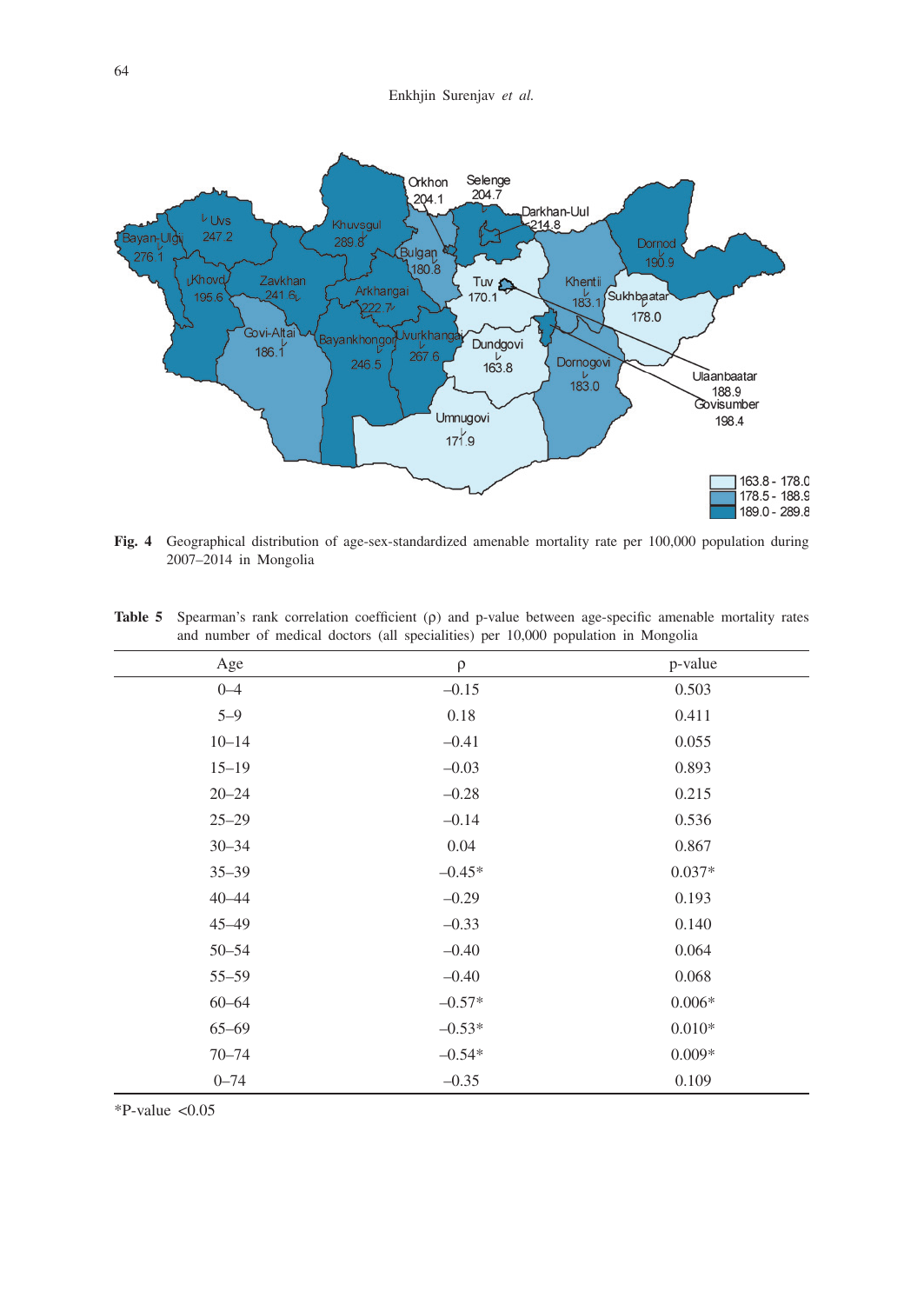**Fig. 4** Geographical distribution of age-sex-standardized amenable mortality rate per 100,000 population during 2007–2014 in Mongolia

**Table 5** Spearman's rank correlation coefficient (ρ) and p-value between age-specific amenable mortality rates and number of medical doctors (all specialities) per 10,000 population in Mongolia

| Age | ρ | p-value |
|---|---|---|
| 0–4 | –0.15 | 0.503 |
| 5–9 | 0.18 | 0.411 |
| 10–14 | –0.41 | 0.055 |
| 15–19 | –0.03 | 0.893 |
| 20–24 | –0.28 | 0.215 |
| 25–29 | –0.14 | 0.536 |
| 30–34 | 0.04 | 0.867 |
| 35–39 | –0.45* | 0.037* |
| 40–44 | –0.29 | 0.193 |
| 45–49 | –0.33 | 0.140 |
| 50–54 | –0.40 | 0.064 |
| 55–59 | –0.40 | 0.068 |
| 60–64 | –0.57* | 0.006* |
| 65–69 | –0.53* | 0.010* |
| 70–74 | –0.54* | 0.009* |
| 0–74 | –0.35 | 0.109 |

*P-value <0.05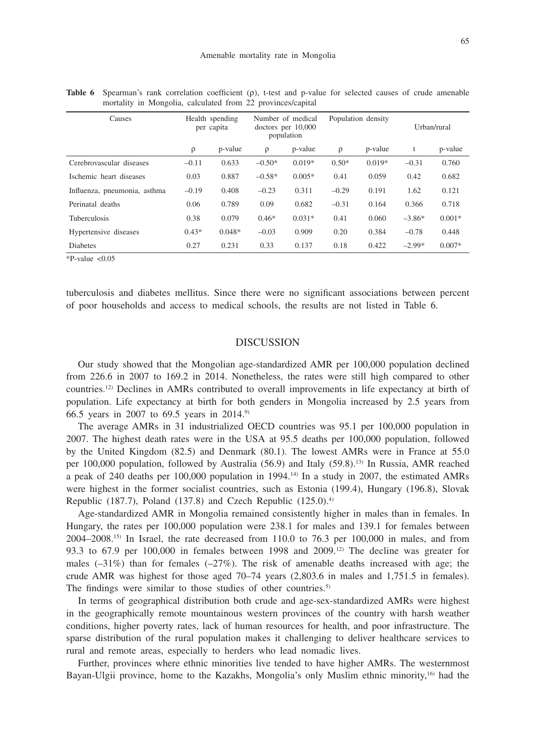**Table 6** Spearman's rank correlation coefficient (ρ), t-test and p-value for selected causes of crude amenable mortality in Mongolia, calculated from 22 provinces/capital

| Causes | Health spending per capita | | Number of medical doctors per 10,000 population | | Population density | | Urban/rural | |
|---|---|---|---|---|---|---|---|---|
| | ρ | p-value | ρ | p-value | ρ | p-value | t | p-value |
| Cerebrovascular diseases | –0.11 | 0.633 | –0.50* | 0.019* | 0.50* | 0.019* | –0.31 | 0.760 |
| Ischemic heart diseases | 0.03 | 0.887 | –0.58* | 0.005* | 0.41 | 0.059 | 0.42 | 0.682 |
| Influenza, pneumonia, asthma | –0.19 | 0.408 | –0.23 | 0.311 | –0.29 | 0.191 | 1.62 | 0.121 |
| Perinatal deaths | 0.06 | 0.789 | 0.09 | 0.682 | –0.31 | 0.164 | 0.366 | 0.718 |
| Tuberculosis | 0.38 | 0.079 | 0.46* | 0.031* | 0.41 | 0.060 | –3.86* | 0.001* |
| Hypertensive diseases | 0.43* | 0.048* | –0.03 | 0.909 | 0.20 | 0.384 | –0.78 | 0.448 |
| Diabetes | 0.27 | 0.231 | 0.33 | 0.137 | 0.18 | 0.422 | –2.99* | 0.007* |

*P-value <0.05

tuberculosis and diabetes mellitus. Since there were no significant associations between percent of poor households and access to medical schools, the results are not listed in Table 6.

## DISCUSSION

Our study showed that the Mongolian age-standardized AMR per 100,000 population declined from 226.6 in 2007 to 169.2 in 2014. Nonetheless, the rates were still high compared to other countries.[12] Declines in AMRs contributed to overall improvements in life expectancy at birth of population. Life expectancy at birth for both genders in Mongolia increased by 2.5 years from 66.5 years in 2007 to 69.5 years in 2014.[9]

The average AMRs in 31 industrialized OECD countries was 95.1 per 100,000 population in 2007. The highest death rates were in the USA at 95.5 deaths per 100,000 population, followed by the United Kingdom (82.5) and Denmark (80.1). The lowest AMRs were in France at 55.0 per 100,000 population, followed by Australia (56.9) and Italy (59.8).[13] In Russia, AMR reached a peak of 240 deaths per 100,000 population in 1994.[14] In a study in 2007, the estimated AMRs were highest in the former socialist countries, such as Estonia (199.4), Hungary (196.8), Slovak Republic (187.7), Poland (137.8) and Czech Republic (125.0).[4]

Age-standardized AMR in Mongolia remained consistently higher in males than in females. In Hungary, the rates per 100,000 population were 238.1 for males and 139.1 for females between 2004–2008.[15] In Israel, the rate decreased from 110.0 to 76.3 per 100,000 in males, and from 93.3 to 67.9 per 100,000 in females between 1998 and 2009.[12] The decline was greater for males (–31%) than for females (–27%). The risk of amenable deaths increased with age; the crude AMR was highest for those aged 70–74 years (2,803.6 in males and 1,751.5 in females). The findings were similar to those studies of other countries.[5]

In terms of geographical distribution both crude and age-sex-standardized AMRs were highest in the geographically remote mountainous western provinces of the country with harsh weather conditions, higher poverty rates, lack of human resources for health, and poor infrastructure. The sparse distribution of the rural population makes it challenging to deliver healthcare services to rural and remote areas, especially to herders who lead nomadic lives.

Further, provinces where ethnic minorities live tended to have higher AMRs. The westernmost Bayan-Ulgii province, home to the Kazakhs, Mongolia's only Muslim ethnic minority,[16] had the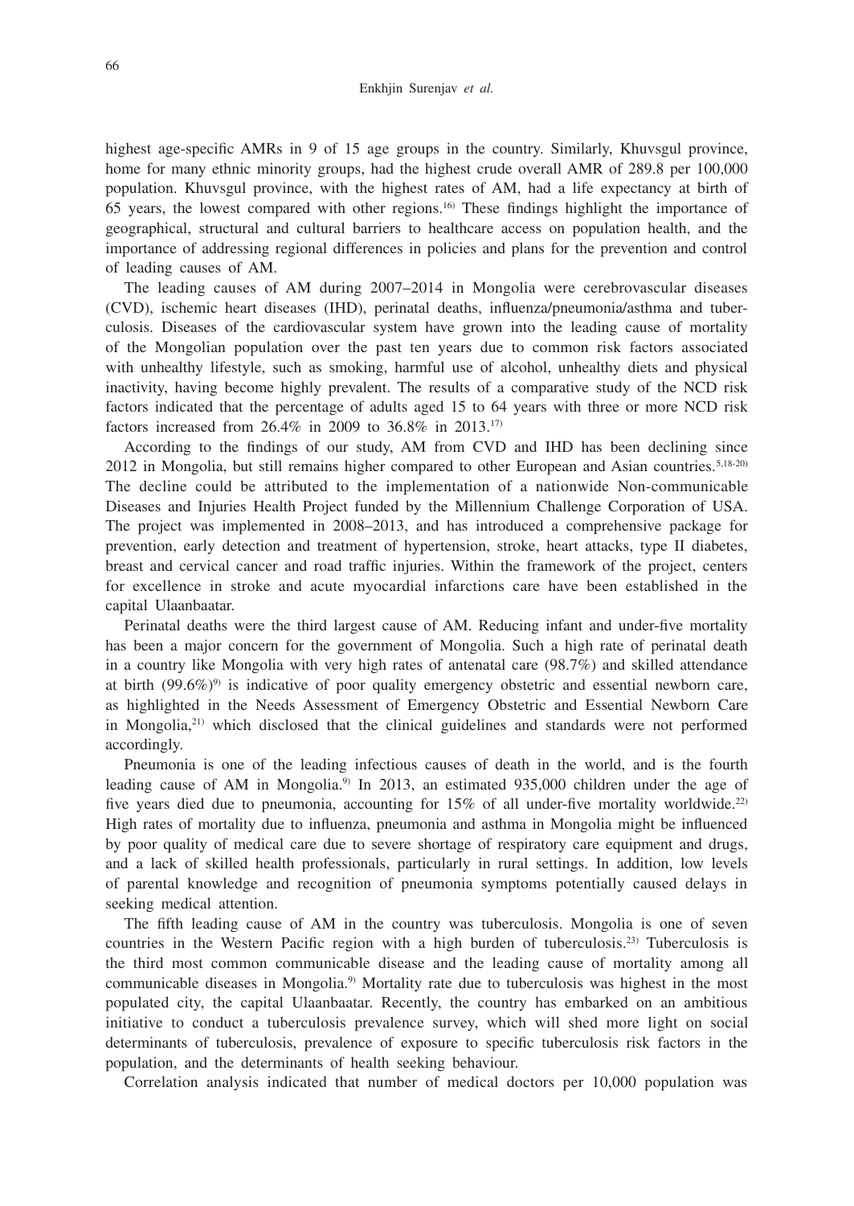highest age-specific AMRs in 9 of 15 age groups in the country. Similarly, Khuvsgul province, home for many ethnic minority groups, had the highest crude overall AMR of 289.8 per 100,000 population. Khuvsgul province, with the highest rates of AM, had a life expectancy at birth of 65 years, the lowest compared with other regions.[16] These findings highlight the importance of geographical, structural and cultural barriers to healthcare access on population health, and the importance of addressing regional differences in policies and plans for the prevention and control of leading causes of AM.

The leading causes of AM during 2007–2014 in Mongolia were cerebrovascular diseases (CVD), ischemic heart diseases (IHD), perinatal deaths, influenza/pneumonia/asthma and tuberculosis. Diseases of the cardiovascular system have grown into the leading cause of mortality of the Mongolian population over the past ten years due to common risk factors associated with unhealthy lifestyle, such as smoking, harmful use of alcohol, unhealthy diets and physical inactivity, having become highly prevalent. The results of a comparative study of the NCD risk factors indicated that the percentage of adults aged 15 to 64 years with three or more NCD risk factors increased from 26.4% in 2009 to 36.8% in 2013.[17]

According to the findings of our study, AM from CVD and IHD has been declining since 2012 in Mongolia, but still remains higher compared to other European and Asian countries.[5,18-20] The decline could be attributed to the implementation of a nationwide Non-communicable Diseases and Injuries Health Project funded by the Millennium Challenge Corporation of USA. The project was implemented in 2008–2013, and has introduced a comprehensive package for prevention, early detection and treatment of hypertension, stroke, heart attacks, type II diabetes, breast and cervical cancer and road traffic injuries. Within the framework of the project, centers for excellence in stroke and acute myocardial infarctions care have been established in the capital Ulaanbaatar.

Perinatal deaths were the third largest cause of AM. Reducing infant and under-five mortality has been a major concern for the government of Mongolia. Such a high rate of perinatal death in a country like Mongolia with very high rates of antenatal care (98.7%) and skilled attendance at birth (99.6%)[9] is indicative of poor quality emergency obstetric and essential newborn care, as highlighted in the Needs Assessment of Emergency Obstetric and Essential Newborn Care in Mongolia,[21] which disclosed that the clinical guidelines and standards were not performed accordingly.

Pneumonia is one of the leading infectious causes of death in the world, and is the fourth leading cause of AM in Mongolia.[9] In 2013, an estimated 935,000 children under the age of five years died due to pneumonia, accounting for 15% of all under-five mortality worldwide.[22] High rates of mortality due to influenza, pneumonia and asthma in Mongolia might be influenced by poor quality of medical care due to severe shortage of respiratory care equipment and drugs, and a lack of skilled health professionals, particularly in rural settings. In addition, low levels of parental knowledge and recognition of pneumonia symptoms potentially caused delays in seeking medical attention.

The fifth leading cause of AM in the country was tuberculosis. Mongolia is one of seven countries in the Western Pacific region with a high burden of tuberculosis.[23] Tuberculosis is the third most common communicable disease and the leading cause of mortality among all communicable diseases in Mongolia.[9] Mortality rate due to tuberculosis was highest in the most populated city, the capital Ulaanbaatar. Recently, the country has embarked on an ambitious initiative to conduct a tuberculosis prevalence survey, which will shed more light on social determinants of tuberculosis, prevalence of exposure to specific tuberculosis risk factors in the population, and the determinants of health seeking behaviour.

Correlation analysis indicated that number of medical doctors per 10,000 population was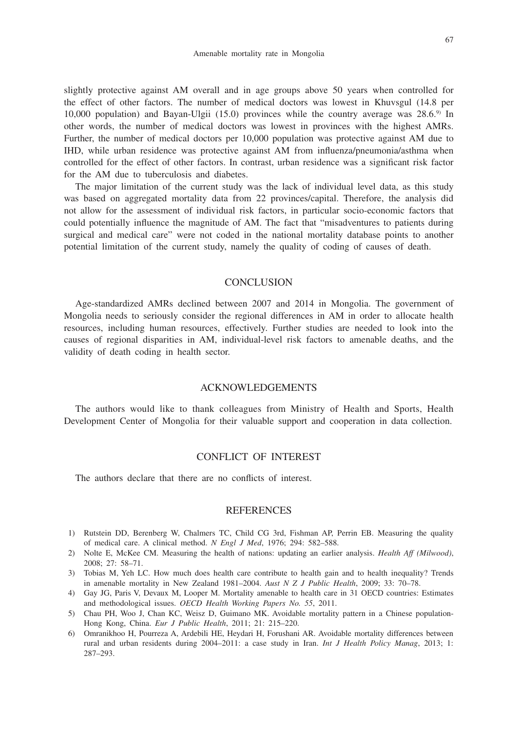slightly protective against AM overall and in age groups above 50 years when controlled for the effect of other factors. The number of medical doctors was lowest in Khuvsgul (14.8 per 10,000 population) and Bayan-Ulgii (15.0) provinces while the country average was 28.6.[9] In other words, the number of medical doctors was lowest in provinces with the highest AMRs. Further, the number of medical doctors per 10,000 population was protective against AM due to IHD, while urban residence was protective against AM from influenza/pneumonia/asthma when controlled for the effect of other factors. In contrast, urban residence was a significant risk factor for the AM due to tuberculosis and diabetes.

The major limitation of the current study was the lack of individual level data, as this study was based on aggregated mortality data from 22 provinces/capital. Therefore, the analysis did not allow for the assessment of individual risk factors, in particular socio-economic factors that could potentially influence the magnitude of AM. The fact that "misadventures to patients during surgical and medical care" were not coded in the national mortality database points to another potential limitation of the current study, namely the quality of coding of causes of death.

## CONCLUSION

Age-standardized AMRs declined between 2007 and 2014 in Mongolia. The government of Mongolia needs to seriously consider the regional differences in AM in order to allocate health resources, including human resources, effectively. Further studies are needed to look into the causes of regional disparities in AM, individual-level risk factors to amenable deaths, and the validity of death coding in health sector.

## ACKNOWLEDGEMENTS

The authors would like to thank colleagues from Ministry of Health and Sports, Health Development Center of Mongolia for their valuable support and cooperation in data collection.

## CONFLICT OF INTEREST

The authors declare that there are no conflicts of interest.

## REFERENCES

1) Rutstein DD, Berenberg W, Chalmers TC, Child CG 3rd, Fishman AP, Perrin EB. Measuring the quality of medical care. A clinical method. *N Engl J Med*, 1976; 294: 582–588.
2) Nolte E, McKee CM. Measuring the health of nations: updating an earlier analysis. *Health Aff (Milwood)*, 2008; 27: 58–71.
3) Tobias M, Yeh LC. How much does health care contribute to health gain and to health inequality? Trends in amenable mortality in New Zealand 1981–2004. *Aust N Z J Public Health*, 2009; 33: 70–78.
4) Gay JG, Paris V, Devaux M, Looper M. Mortality amenable to health care in 31 OECD countries: Estimates and methodological issues. *OECD Health Working Papers No. 55*, 2011.
5) Chau PH, Woo J, Chan KC, Weisz D, Guimano MK. Avoidable mortality pattern in a Chinese population-Hong Kong, China. *Eur J Public Health*, 2011; 21: 215–220.
6) Omranikhoo H, Pourreza A, Ardebili HE, Heydari H, Forushani AR. Avoidable mortality differences between rural and urban residents during 2004–2011: a case study in Iran. *Int J Health Policy Manag*, 2013; 1: 287–293.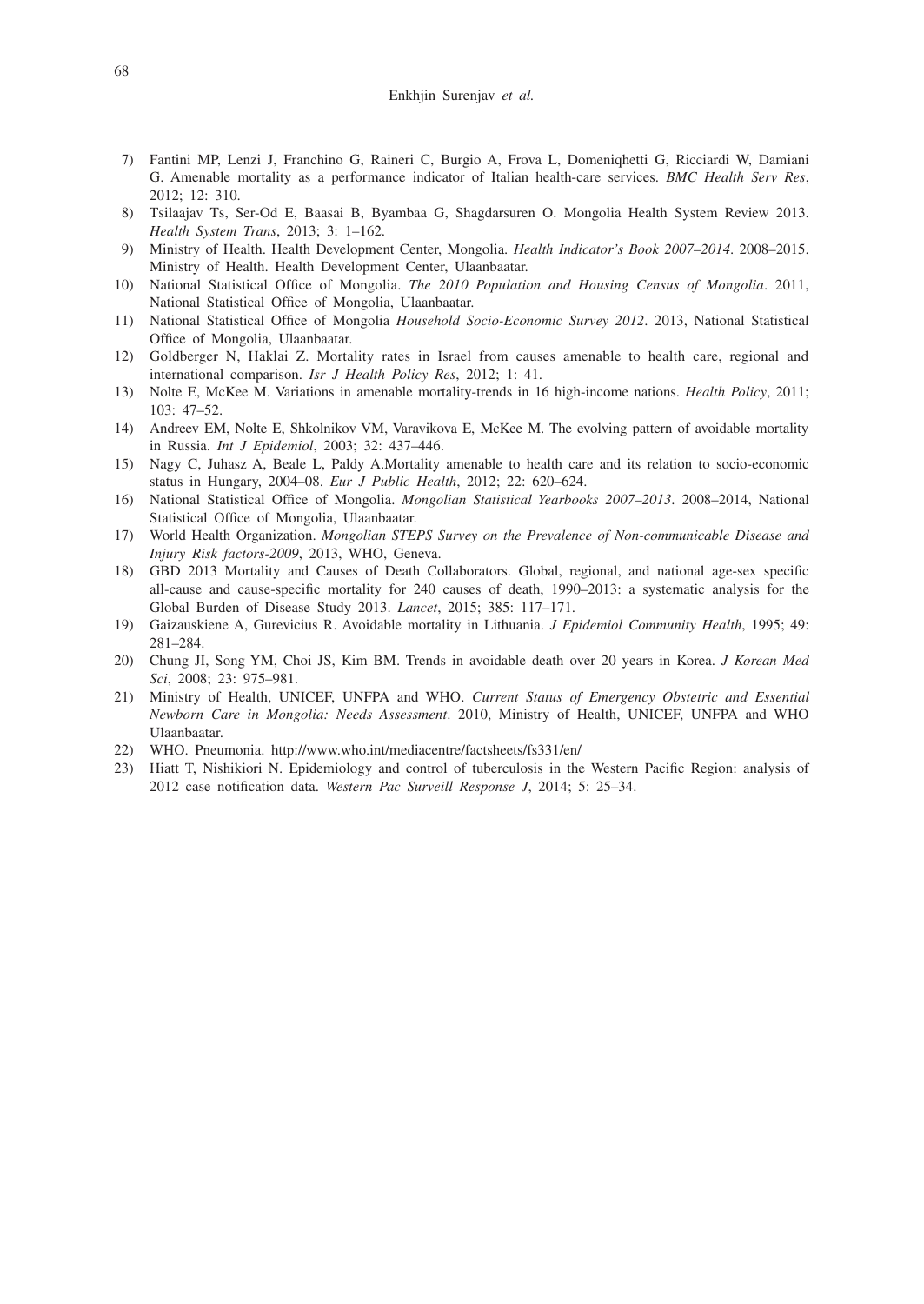7) Fantini MP, Lenzi J, Franchino G, Raineri C, Burgio A, Frova L, Domeniqhetti G, Ricciardi W, Damiani G. Amenable mortality as a performance indicator of Italian health-care services. *BMC Health Serv Res*, 2012; 12: 310.
8) Tsilaajav Ts, Ser-Od E, Baasai B, Byambaa G, Shagdarsuren O. Mongolia Health System Review 2013. *Health System Trans*, 2013; 3: 1–162.
9) Ministry of Health. Health Development Center, Mongolia. *Health Indicator's Book 2007–2014*. 2008–2015. Ministry of Health. Health Development Center, Ulaanbaatar.
10) National Statistical Office of Mongolia. *The 2010 Population and Housing Census of Mongolia*. 2011, National Statistical Office of Mongolia, Ulaanbaatar.
11) National Statistical Office of Mongolia *Household Socio-Economic Survey 2012*. 2013, National Statistical Office of Mongolia, Ulaanbaatar.
12) Goldberger N, Haklai Z. Mortality rates in Israel from causes amenable to health care, regional and international comparison. *Isr J Health Policy Res*, 2012; 1: 41.
13) Nolte E, McKee M. Variations in amenable mortality-trends in 16 high-income nations. *Health Policy*, 2011; 103: 47–52.
14) Andreev EM, Nolte E, Shkolnikov VM, Varavikova E, McKee M. The evolving pattern of avoidable mortality in Russia. *Int J Epidemiol*, 2003; 32: 437–446.
15) Nagy C, Juhasz A, Beale L, Paldy A.Mortality amenable to health care and its relation to socio-economic status in Hungary, 2004–08. *Eur J Public Health*, 2012; 22: 620–624.
16) National Statistical Office of Mongolia. *Mongolian Statistical Yearbooks 2007–2013*. 2008–2014, National Statistical Office of Mongolia, Ulaanbaatar.
17) World Health Organization. *Mongolian STEPS Survey on the Prevalence of Non-communicable Disease and Injury Risk factors-2009*, 2013, WHO, Geneva.
18) GBD 2013 Mortality and Causes of Death Collaborators. Global, regional, and national age-sex specific all-cause and cause-specific mortality for 240 causes of death, 1990–2013: a systematic analysis for the Global Burden of Disease Study 2013. *Lancet*, 2015; 385: 117–171.
19) Gaizauskiene A, Gurevicius R. Avoidable mortality in Lithuania. *J Epidemiol Community Health*, 1995; 49: 281–284.
20) Chung JI, Song YM, Choi JS, Kim BM. Trends in avoidable death over 20 years in Korea. *J Korean Med Sci*, 2008; 23: 975–981.
21) Ministry of Health, UNICEF, UNFPA and WHO. *Current Status of Emergency Obstetric and Essential Newborn Care in Mongolia: Needs Assessment*. 2010, Ministry of Health, UNICEF, UNFPA and WHO Ulaanbaatar.
22) WHO. Pneumonia. http://www.who.int/mediacentre/factsheets/fs331/en/
23) Hiatt T, Nishikiori N. Epidemiology and control of tuberculosis in the Western Pacific Region: analysis of 2012 case notification data. *Western Pac Surveill Response J*, 2014; 5: 25–34.